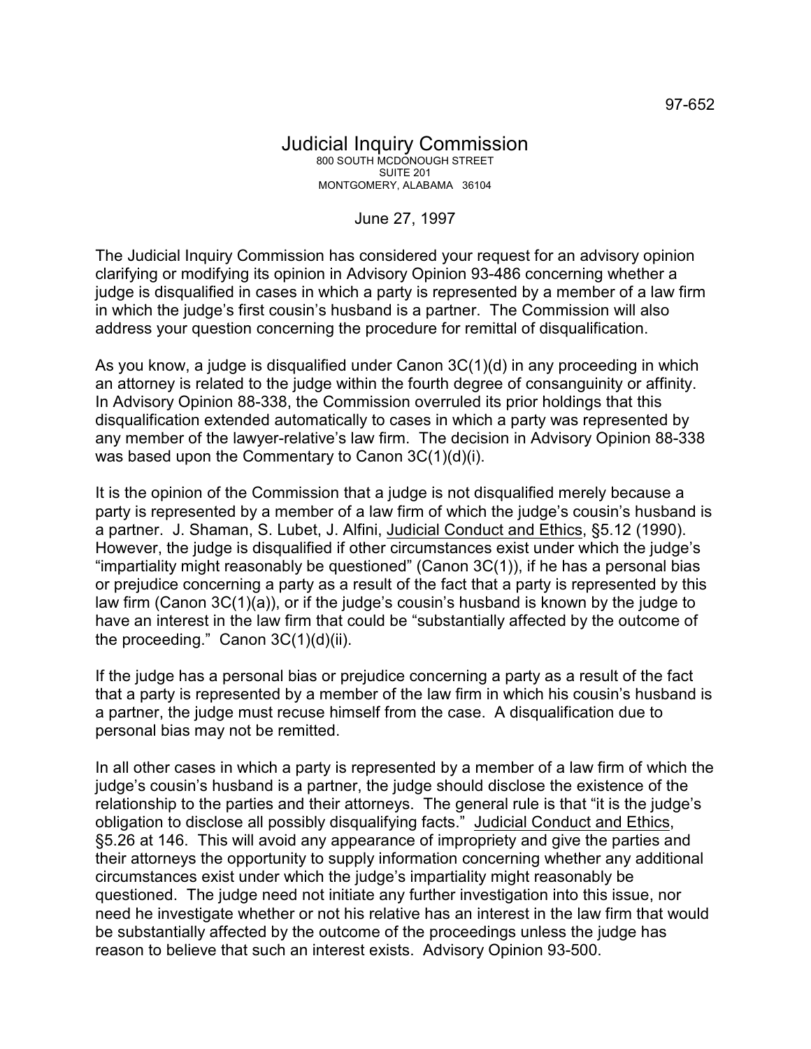97-652

# Judicial Inquiry Commission

800 SOUTH MCDONOUGH STREET
SUITE 201
MONTGOMERY, ALABAMA 36104

June 27, 1997

The Judicial Inquiry Commission has considered your request for an advisory opinion clarifying or modifying its opinion in Advisory Opinion 93-486 concerning whether a judge is disqualified in cases in which a party is represented by a member of a law firm in which the judge's first cousin's husband is a partner. The Commission will also address your question concerning the procedure for remittal of disqualification.

As you know, a judge is disqualified under Canon 3C(1)(d) in any proceeding in which an attorney is related to the judge within the fourth degree of consanguinity or affinity. In Advisory Opinion 88-338, the Commission overruled its prior holdings that this disqualification extended automatically to cases in which a party was represented by any member of the lawyer-relative's law firm. The decision in Advisory Opinion 88-338 was based upon the Commentary to Canon 3C(1)(d)(i).

It is the opinion of the Commission that a judge is not disqualified merely because a party is represented by a member of a law firm of which the judge's cousin's husband is a partner. J. Shaman, S. Lubet, J. Alfini, Judicial Conduct and Ethics, §5.12 (1990). However, the judge is disqualified if other circumstances exist under which the judge's "impartiality might reasonably be questioned" (Canon 3C(1)), if he has a personal bias or prejudice concerning a party as a result of the fact that a party is represented by this law firm (Canon 3C(1)(a)), or if the judge's cousin's husband is known by the judge to have an interest in the law firm that could be "substantially affected by the outcome of the proceeding." Canon 3C(1)(d)(ii).

If the judge has a personal bias or prejudice concerning a party as a result of the fact that a party is represented by a member of the law firm in which his cousin's husband is a partner, the judge must recuse himself from the case. A disqualification due to personal bias may not be remitted.

In all other cases in which a party is represented by a member of a law firm of which the judge's cousin's husband is a partner, the judge should disclose the existence of the relationship to the parties and their attorneys. The general rule is that "it is the judge's obligation to disclose all possibly disqualifying facts." Judicial Conduct and Ethics, §5.26 at 146. This will avoid any appearance of impropriety and give the parties and their attorneys the opportunity to supply information concerning whether any additional circumstances exist under which the judge's impartiality might reasonably be questioned. The judge need not initiate any further investigation into this issue, nor need he investigate whether or not his relative has an interest in the law firm that would be substantially affected by the outcome of the proceedings unless the judge has reason to believe that such an interest exists. Advisory Opinion 93-500.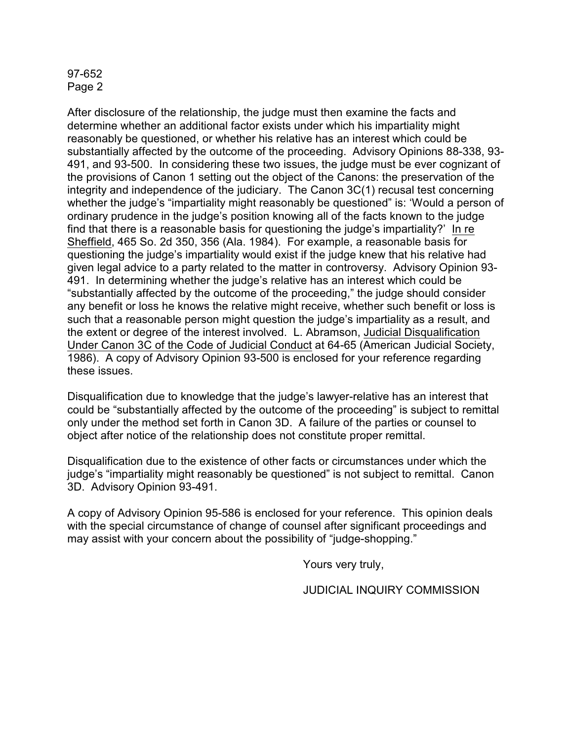After disclosure of the relationship, the judge must then examine the facts and determine whether an additional factor exists under which his impartiality might reasonably be questioned, or whether his relative has an interest which could be substantially affected by the outcome of the proceeding. Advisory Opinions 88-338, 93-491, and 93-500. In considering these two issues, the judge must be ever cognizant of the provisions of Canon 1 setting out the object of the Canons: the preservation of the integrity and independence of the judiciary. The Canon 3C(1) recusal test concerning whether the judge's "impartiality might reasonably be questioned" is: 'Would a person of ordinary prudence in the judge's position knowing all of the facts known to the judge find that there is a reasonable basis for questioning the judge's impartiality?' In re Sheffield, 465 So. 2d 350, 356 (Ala. 1984). For example, a reasonable basis for questioning the judge's impartiality would exist if the judge knew that his relative had given legal advice to a party related to the matter in controversy. Advisory Opinion 93-491. In determining whether the judge's relative has an interest which could be "substantially affected by the outcome of the proceeding," the judge should consider any benefit or loss he knows the relative might receive, whether such benefit or loss is such that a reasonable person might question the judge's impartiality as a result, and the extent or degree of the interest involved. L. Abramson, Judicial Disqualification Under Canon 3C of the Code of Judicial Conduct at 64-65 (American Judicial Society, 1986). A copy of Advisory Opinion 93-500 is enclosed for your reference regarding these issues.

Disqualification due to knowledge that the judge's lawyer-relative has an interest that could be "substantially affected by the outcome of the proceeding" is subject to remittal only under the method set forth in Canon 3D. A failure of the parties or counsel to object after notice of the relationship does not constitute proper remittal.

Disqualification due to the existence of other facts or circumstances under which the judge's "impartiality might reasonably be questioned" is not subject to remittal. Canon 3D. Advisory Opinion 93-491.

A copy of Advisory Opinion 95-586 is enclosed for your reference. This opinion deals with the special circumstance of change of counsel after significant proceedings and may assist with your concern about the possibility of "judge-shopping."

Yours very truly,

JUDICIAL INQUIRY COMMISSION